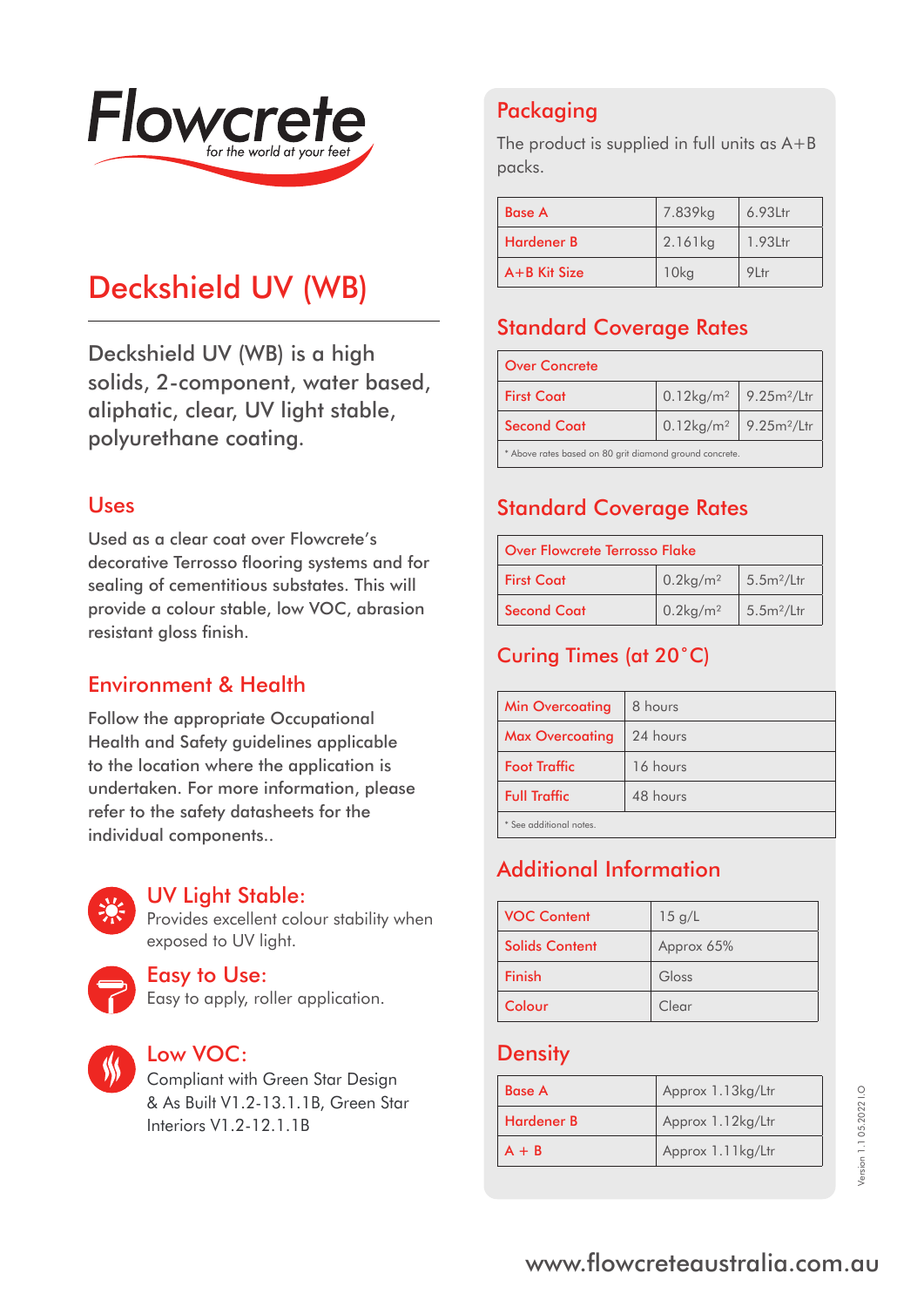Flowcrete
*for the world at your feet*

# Deckshield UV (WB)

Deckshield UV (WB) is a high solids, 2-component, water based, aliphatic, clear, UV light stable, polyurethane coating.

## Uses

Used as a clear coat over Flowcrete's decorative Terrosso flooring systems and for sealing of cementitious substates. This will provide a colour stable, low VOC, abrasion resistant gloss finish.

## Environment & Health

Follow the appropriate Occupational Health and Safety guidelines applicable to the location where the application is undertaken. For more information, please refer to the safety datasheets for the individual components..

### UV Light Stable:

Provides excellent colour stability when exposed to UV light.

### Easy to Use:

Easy to apply, roller application.

### Low VOC:

Compliant with Green Star Design & As Built V1.2-13.1.1B, Green Star Interiors V1.2-12.1.1B

## Packaging

The product is supplied in full units as A+B packs.

| Base A | 7.839kg | 6.93Ltr |
|---|---|---|
| Hardener B | 2.161kg | 1.93Ltr |
| A+B Kit Size | 10kg | 9Ltr |

## Standard Coverage Rates

| Over Concrete | | |
|---|---|---|
| First Coat | 0.12kg/m² | 9.25m²/Ltr |
| Second Coat | 0.12kg/m² | 9.25m²/Ltr |

* Above rates based on 80 grit diamond ground concrete.

## Standard Coverage Rates

| Over Flowcrete Terrosso Flake | | |
|---|---|---|
| First Coat | 0.2kg/m² | 5.5m²/Ltr |
| Second Coat | 0.2kg/m² | 5.5m²/Ltr |

## Curing Times (at 20˚C)

| Min Overcoating | 8 hours |
|---|---|
| Max Overcoating | 24 hours |
| Foot Traffic | 16 hours |
| Full Traffic | 48 hours |

* See additional notes.

## Additional Information

| VOC Content | 15 g/L |
|---|---|
| Solids Content | Approx 65% |
| Finish | Gloss |
| Colour | Clear |

## Density

| Base A | Approx 1.13kg/Ltr |
|---|---|
| Hardener B | Approx 1.12kg/Ltr |
| A + B | Approx 1.11kg/Ltr |

Version 1.1 05.2022 | O

www.flowcreteaustralia.com.au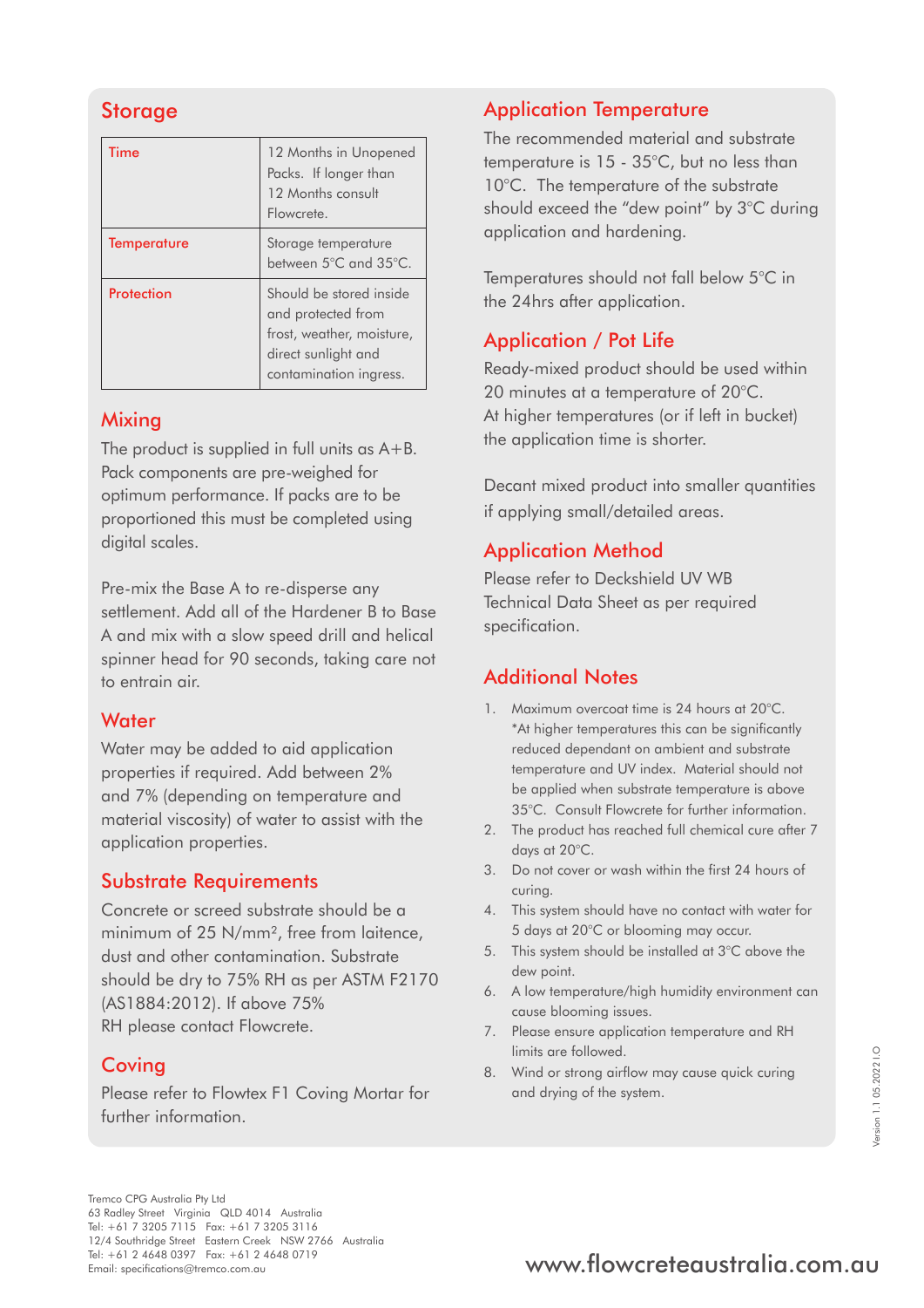## Storage

| | |
|---|---|
| Time | 12 Months in Unopened Packs. If longer than 12 Months consult Flowcrete. |
| Temperature | Storage temperature between 5°C and 35°C. |
| Protection | Should be stored inside and protected from frost, weather, moisture, direct sunlight and contamination ingress. |

## Mixing

The product is supplied in full units as A+B. Pack components are pre-weighed for optimum performance. If packs are to be proportioned this must be completed using digital scales.

Pre-mix the Base A to re-disperse any settlement. Add all of the Hardener B to Base A and mix with a slow speed drill and helical spinner head for 90 seconds, taking care not to entrain air.

## Water

Water may be added to aid application properties if required. Add between 2% and 7% (depending on temperature and material viscosity) of water to assist with the application properties.

## Substrate Requirements

Concrete or screed substrate should be a minimum of 25 N/mm², free from laitence, dust and other contamination. Substrate should be dry to 75% RH as per ASTM F2170 (AS1884:2012). If above 75% RH please contact Flowcrete.

## Coving

Please refer to Flowtex F1 Coving Mortar for further information.

## Application Temperature

The recommended material and substrate temperature is 15 - 35°C, but no less than 10°C. The temperature of the substrate should exceed the "dew point" by 3°C during application and hardening.

Temperatures should not fall below 5°C in the 24hrs after application.

## Application / Pot Life

Ready-mixed product should be used within 20 minutes at a temperature of 20°C. At higher temperatures (or if left in bucket) the application time is shorter.

Decant mixed product into smaller quantities if applying small/detailed areas.

## Application Method

Please refer to Deckshield UV WB Technical Data Sheet as per required specification.

## Additional Notes

1. Maximum overcoat time is 24 hours at 20°C. *At higher temperatures this can be significantly reduced dependant on ambient and substrate temperature and UV index. Material should not be applied when substrate temperature is above 35°C. Consult Flowcrete for further information.
2. The product has reached full chemical cure after 7 days at 20°C.
3. Do not cover or wash within the first 24 hours of curing.
4. This system should have no contact with water for 5 days at 20°C or blooming may occur.
5. This system should be installed at 3°C above the dew point.
6. A low temperature/high humidity environment can cause blooming issues.
7. Please ensure application temperature and RH limits are followed.
8. Wind or strong airflow may cause quick curing and drying of the system.

Version 1.1 05.2022 I.O

Tremco CPG Australia Pty Ltd
63 Radley Street Virginia QLD 4014 Australia
Tel: +61 7 3205 7115 Fax: +61 7 3205 3116
12/4 Southridge Street Eastern Creek NSW 2766 Australia
Tel: +61 2 4648 0397 Fax: +61 2 4648 0719
Email: specifications@tremco.com.au

www.flowcreteaustralia.com.au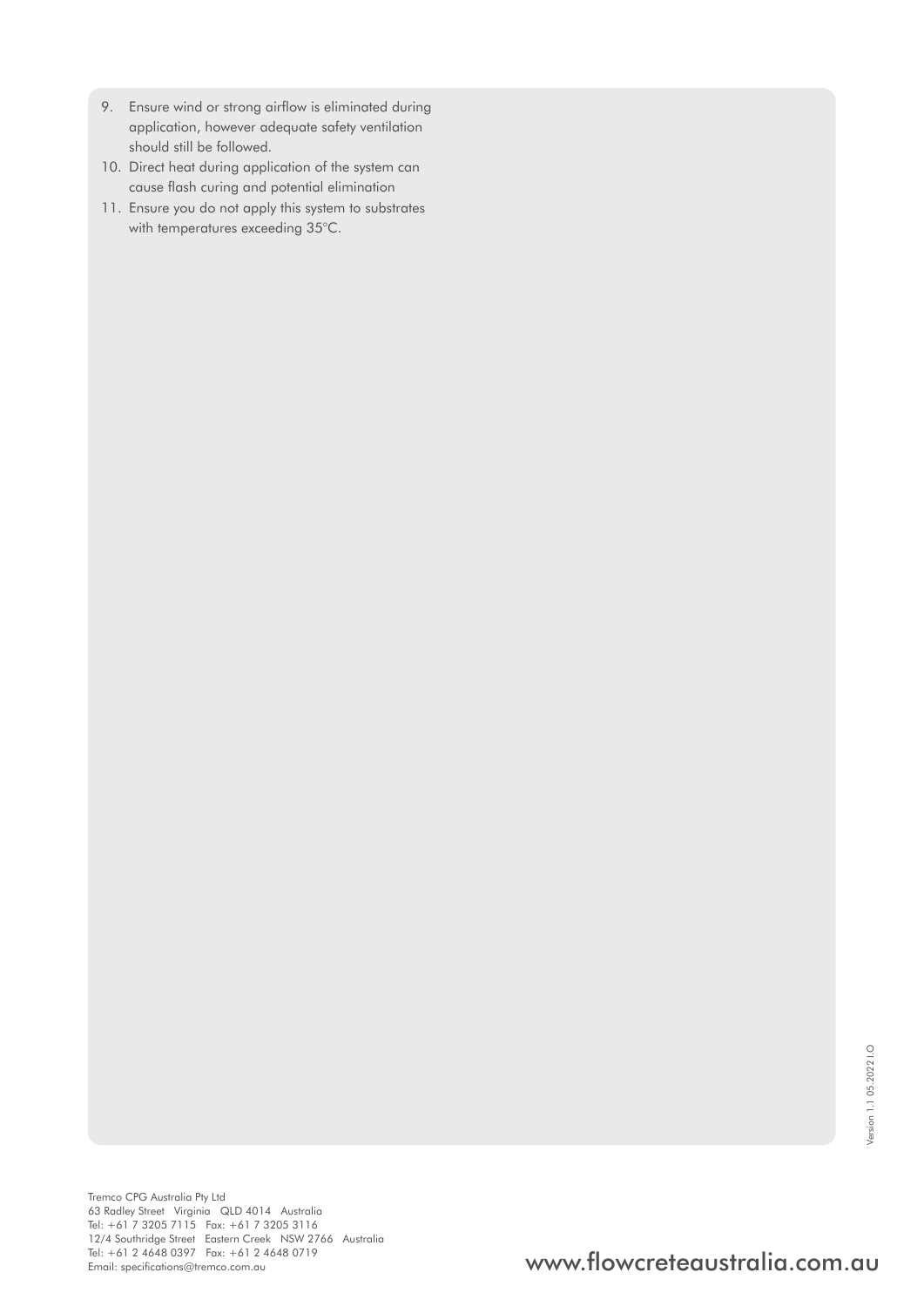9. Ensure wind or strong airflow is eliminated during application, however adequate safety ventilation should still be followed.
10. Direct heat during application of the system can cause flash curing and potential elimination
11. Ensure you do not apply this system to substrates with temperatures exceeding 35°C.

Tremco CPG Australia Pty Ltd
63 Radley Street Virginia QLD 4014 Australia
Tel: +61 7 3205 7115 Fax: +61 7 3205 3116
12/4 Southridge Street Eastern Creek NSW 2766 Australia
Tel: +61 2 4648 0397 Fax: +61 2 4648 0719
Email: specifications@tremco.com.au

www.flowcreteaustralia.com.au

Version 1.1 05.2022 I.O